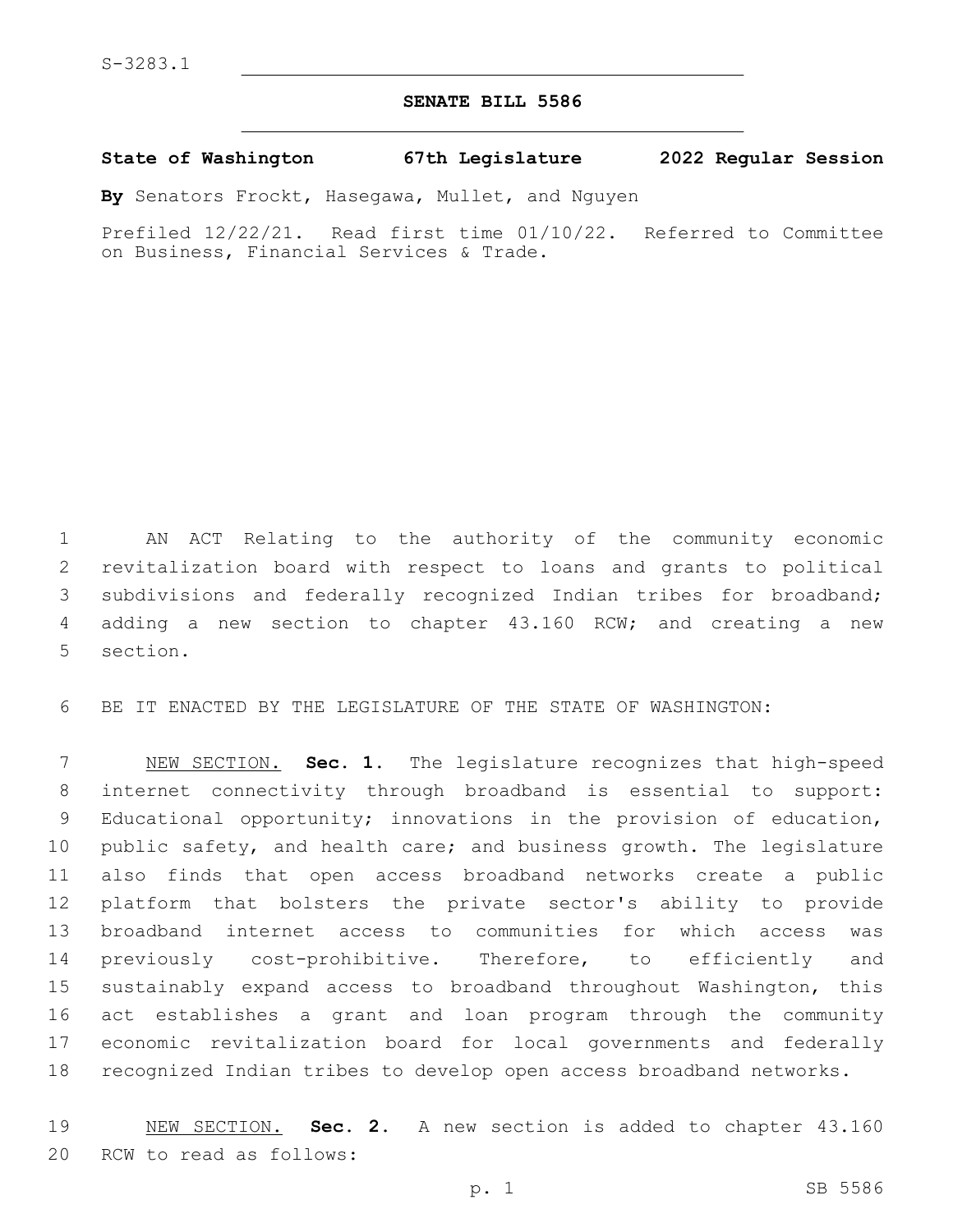S-3283.1

# SENATE BILL 5586

**State of Washington 67th Legislature 2022 Regular Session**

**By** Senators Frockt, Hasegawa, Mullet, and Nguyen

Prefiled 12/22/21. Read first time 01/10/22. Referred to Committee on Business, Financial Services & Trade.

AN ACT Relating to the authority of the community economic revitalization board with respect to loans and grants to political subdivisions and federally recognized Indian tribes for broadband; adding a new section to chapter 43.160 RCW; and creating a new section.

BE IT ENACTED BY THE LEGISLATURE OF THE STATE OF WASHINGTON:

NEW SECTION. **Sec. 1.** The legislature recognizes that high-speed internet connectivity through broadband is essential to support: Educational opportunity; innovations in the provision of education, public safety, and health care; and business growth. The legislature also finds that open access broadband networks create a public platform that bolsters the private sector's ability to provide broadband internet access to communities for which access was previously cost-prohibitive. Therefore, to efficiently and sustainably expand access to broadband throughout Washington, this act establishes a grant and loan program through the community economic revitalization board for local governments and federally recognized Indian tribes to develop open access broadband networks.

NEW SECTION. **Sec. 2.** A new section is added to chapter 43.160 RCW to read as follows: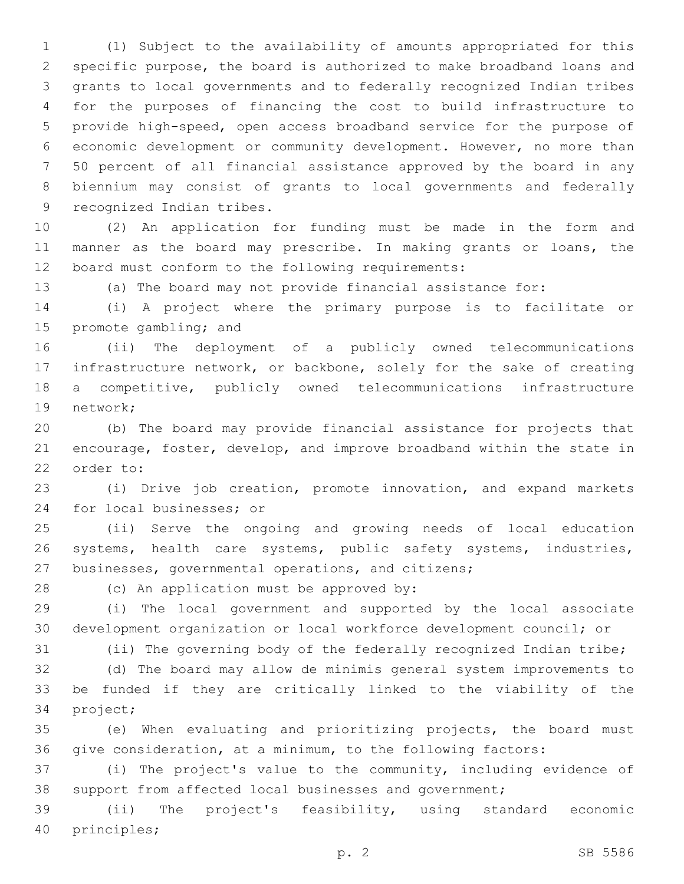(1) Subject to the availability of amounts appropriated for this specific purpose, the board is authorized to make broadband loans and grants to local governments and to federally recognized Indian tribes for the purposes of financing the cost to build infrastructure to provide high-speed, open access broadband service for the purpose of economic development or community development. However, no more than 50 percent of all financial assistance approved by the board in any biennium may consist of grants to local governments and federally recognized Indian tribes.

(2) An application for funding must be made in the form and manner as the board may prescribe. In making grants or loans, the board must conform to the following requirements:

(a) The board may not provide financial assistance for:

(i) A project where the primary purpose is to facilitate or promote gambling; and

(ii) The deployment of a publicly owned telecommunications infrastructure network, or backbone, solely for the sake of creating a competitive, publicly owned telecommunications infrastructure network;

(b) The board may provide financial assistance for projects that encourage, foster, develop, and improve broadband within the state in order to:

(i) Drive job creation, promote innovation, and expand markets for local businesses; or

(ii) Serve the ongoing and growing needs of local education systems, health care systems, public safety systems, industries, businesses, governmental operations, and citizens;

(c) An application must be approved by:

(i) The local government and supported by the local associate development organization or local workforce development council; or

(ii) The governing body of the federally recognized Indian tribe;

(d) The board may allow de minimis general system improvements to be funded if they are critically linked to the viability of the project;

(e) When evaluating and prioritizing projects, the board must give consideration, at a minimum, to the following factors:

(i) The project's value to the community, including evidence of support from affected local businesses and government;

(ii) The project's feasibility, using standard economic principles;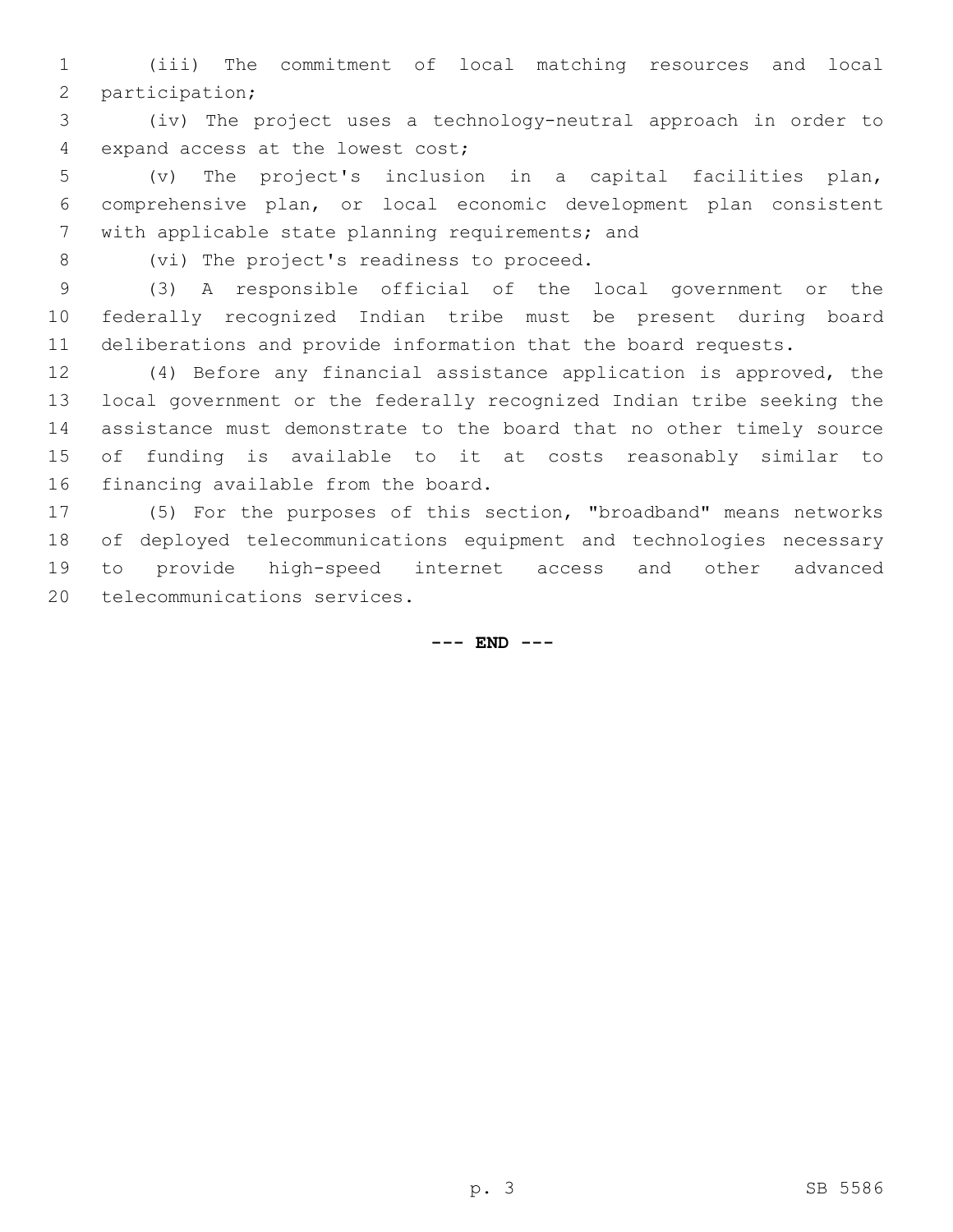(iii) The commitment of local matching resources and local participation;

(iv) The project uses a technology-neutral approach in order to expand access at the lowest cost;

(v) The project's inclusion in a capital facilities plan, comprehensive plan, or local economic development plan consistent with applicable state planning requirements; and

(vi) The project's readiness to proceed.

(3) A responsible official of the local government or the federally recognized Indian tribe must be present during board deliberations and provide information that the board requests.

(4) Before any financial assistance application is approved, the local government or the federally recognized Indian tribe seeking the assistance must demonstrate to the board that no other timely source of funding is available to it at costs reasonably similar to financing available from the board.

(5) For the purposes of this section, "broadband" means networks of deployed telecommunications equipment and technologies necessary to provide high-speed internet access and other advanced telecommunications services.

**--- END ---**